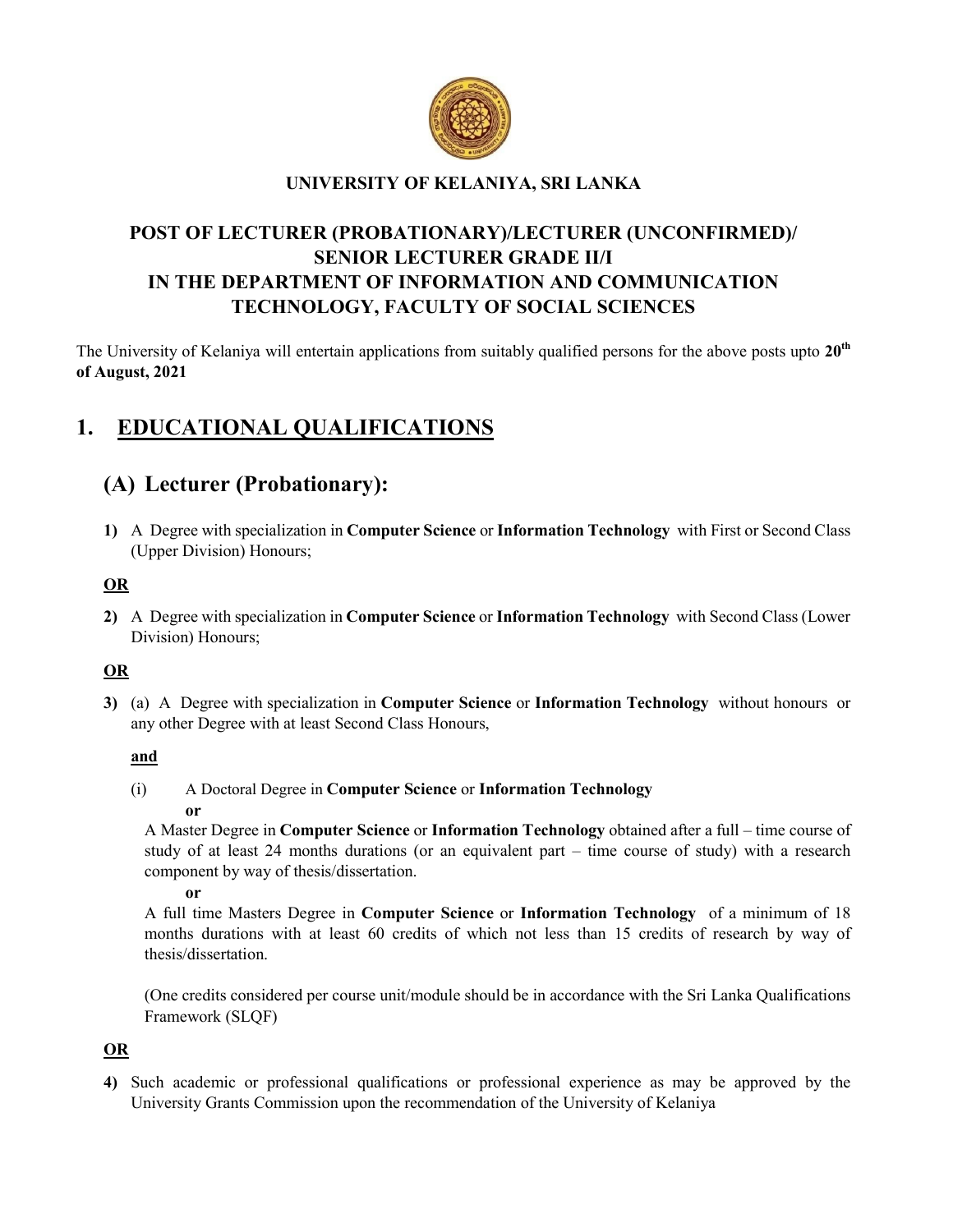**UNIVERSITY OF KELANIYA, SRI LANKA**

# POST OF LECTURER (PROBATIONARY)/LECTURER (UNCONFIRMED)/ SENIOR LECTURER GRADE II/I IN THE DEPARTMENT OF INFORMATION AND COMMUNICATION TECHNOLOGY, FACULTY OF SOCIAL SCIENCES

The University of Kelaniya will entertain applications from suitably qualified persons for the above posts upto **20th of August, 2021**

## 1. EDUCATIONAL QUALIFICATIONS

### (A) Lecturer (Probationary):

**1)** A Degree with specialization in **Computer Science** or **Information Technology** with First or Second Class (Upper Division) Honours;

**OR**

**2)** A Degree with specialization in **Computer Science** or **Information Technology** with Second Class (Lower Division) Honours;

**OR**

**3)** (a) A Degree with specialization in **Computer Science** or **Information Technology** without honours or any other Degree with at least Second Class Honours,

**and**

(i) A Doctoral Degree in **Computer Science** or **Information Technology**

**or**

A Master Degree in **Computer Science** or **Information Technology** obtained after a full – time course of study of at least 24 months durations (or an equivalent part – time course of study) with a research component by way of thesis/dissertation.

**or**

A full time Masters Degree in **Computer Science** or **Information Technology** of a minimum of 18 months durations with at least 60 credits of which not less than 15 credits of research by way of thesis/dissertation.

(One credits considered per course unit/module should be in accordance with the Sri Lanka Qualifications Framework (SLQF)

**OR**

**4)** Such academic or professional qualifications or professional experience as may be approved by the University Grants Commission upon the recommendation of the University of Kelaniya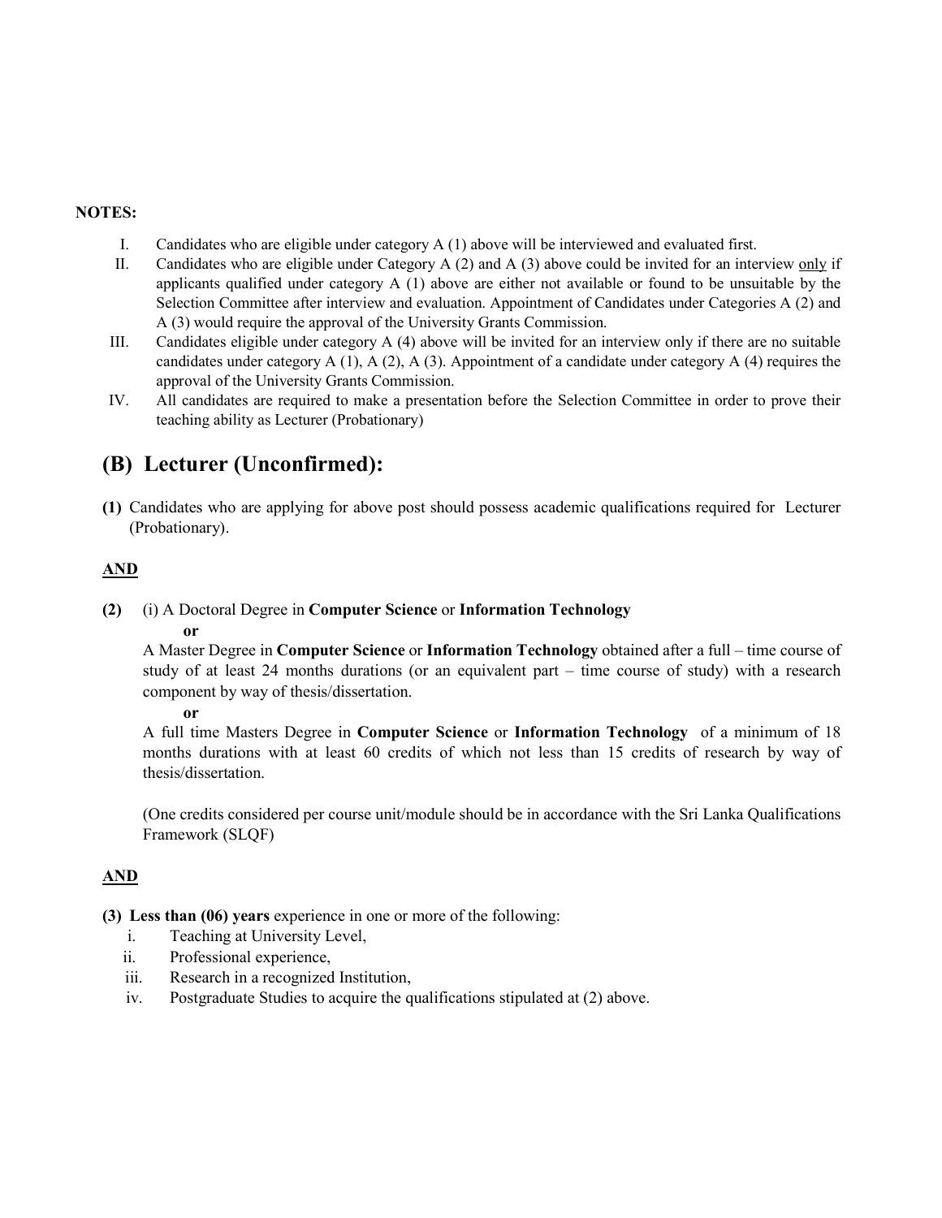**NOTES:**

I. Candidates who are eligible under category A (1) above will be interviewed and evaluated first.

II. Candidates who are eligible under Category A (2) and A (3) above could be invited for an interview only if applicants qualified under category A (1) above are either not available or found to be unsuitable by the Selection Committee after interview and evaluation. Appointment of Candidates under Categories A (2) and A (3) would require the approval of the University Grants Commission.

III. Candidates eligible under category A (4) above will be invited for an interview only if there are no suitable candidates under category A (1), A (2), A (3). Appointment of a candidate under category A (4) requires the approval of the University Grants Commission.

IV. All candidates are required to make a presentation before the Selection Committee in order to prove their teaching ability as Lecturer (Probationary)

## (B) Lecturer (Unconfirmed):

**(1)** Candidates who are applying for above post should possess academic qualifications required for Lecturer (Probationary).

**AND**

**(2)** (i) A Doctoral Degree in **Computer Science** or **Information Technology**

**or**

A Master Degree in **Computer Science** or **Information Technology** obtained after a full – time course of study of at least 24 months durations (or an equivalent part – time course of study) with a research component by way of thesis/dissertation.

**or**

A full time Masters Degree in **Computer Science** or **Information Technology** of a minimum of 18 months durations with at least 60 credits of which not less than 15 credits of research by way of thesis/dissertation.

(One credits considered per course unit/module should be in accordance with the Sri Lanka Qualifications Framework (SLQF)

**AND**

**(3) Less than (06) years** experience in one or more of the following:

i. Teaching at University Level,
ii. Professional experience,
iii. Research in a recognized Institution,
iv. Postgraduate Studies to acquire the qualifications stipulated at (2) above.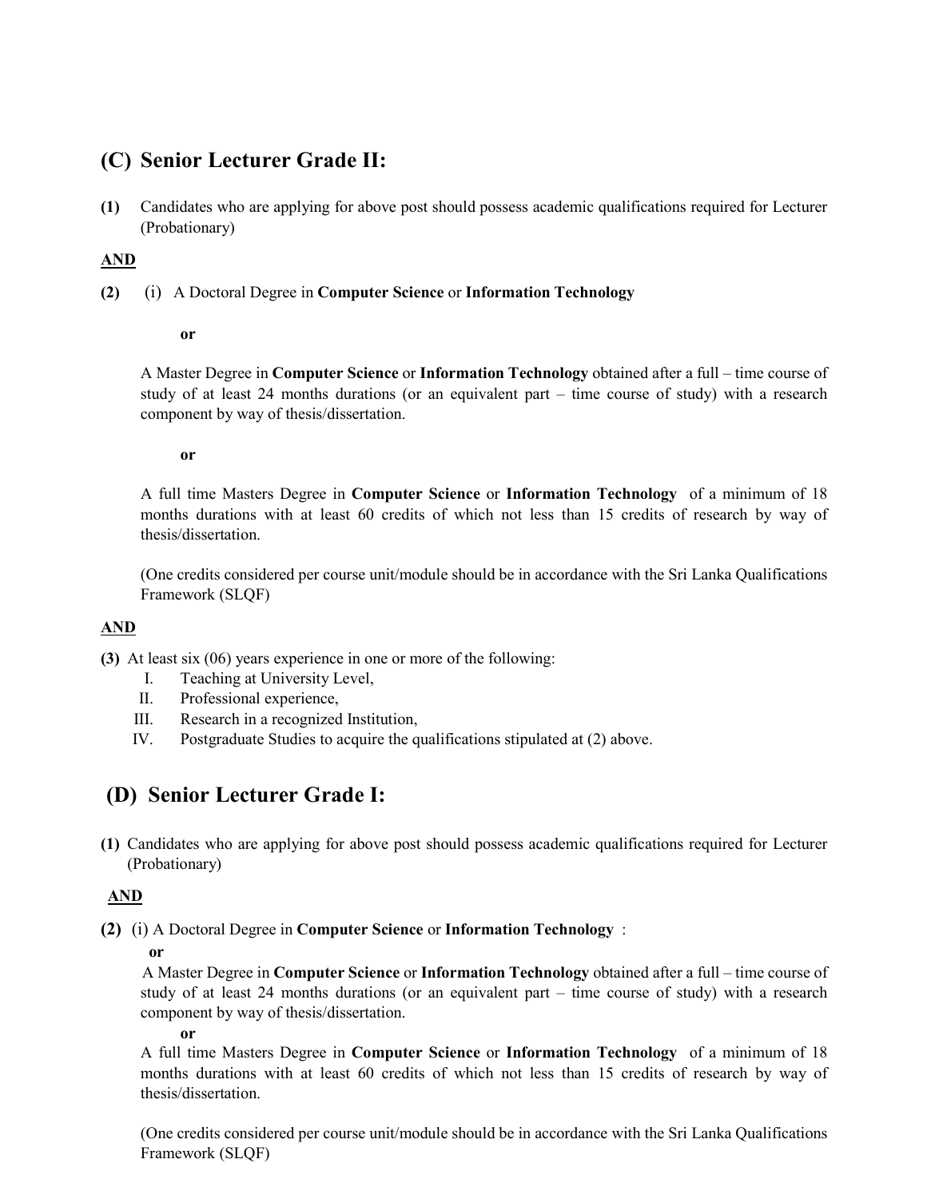## (C) Senior Lecturer Grade II:

**(1)** Candidates who are applying for above post should possess academic qualifications required for Lecturer (Probationary)

**AND**

**(2)** (i) A Doctoral Degree in **Computer Science** or **Information Technology**

**or**

A Master Degree in **Computer Science** or **Information Technology** obtained after a full – time course of study of at least 24 months durations (or an equivalent part – time course of study) with a research component by way of thesis/dissertation.

**or**

A full time Masters Degree in **Computer Science** or **Information Technology** of a minimum of 18 months durations with at least 60 credits of which not less than 15 credits of research by way of thesis/dissertation.

(One credits considered per course unit/module should be in accordance with the Sri Lanka Qualifications Framework (SLQF)

**AND**

**(3)** At least six (06) years experience in one or more of the following:

I. Teaching at University Level,
II. Professional experience,
III. Research in a recognized Institution,
IV. Postgraduate Studies to acquire the qualifications stipulated at (2) above.

## (D) Senior Lecturer Grade I:

**(1)** Candidates who are applying for above post should possess academic qualifications required for Lecturer (Probationary)

**AND**

**(2)** (i) A Doctoral Degree in **Computer Science** or **Information Technology** :

**or**

A Master Degree in **Computer Science** or **Information Technology** obtained after a full – time course of study of at least 24 months durations (or an equivalent part – time course of study) with a research component by way of thesis/dissertation.

**or**

A full time Masters Degree in **Computer Science** or **Information Technology** of a minimum of 18 months durations with at least 60 credits of which not less than 15 credits of research by way of thesis/dissertation.

(One credits considered per course unit/module should be in accordance with the Sri Lanka Qualifications Framework (SLQF)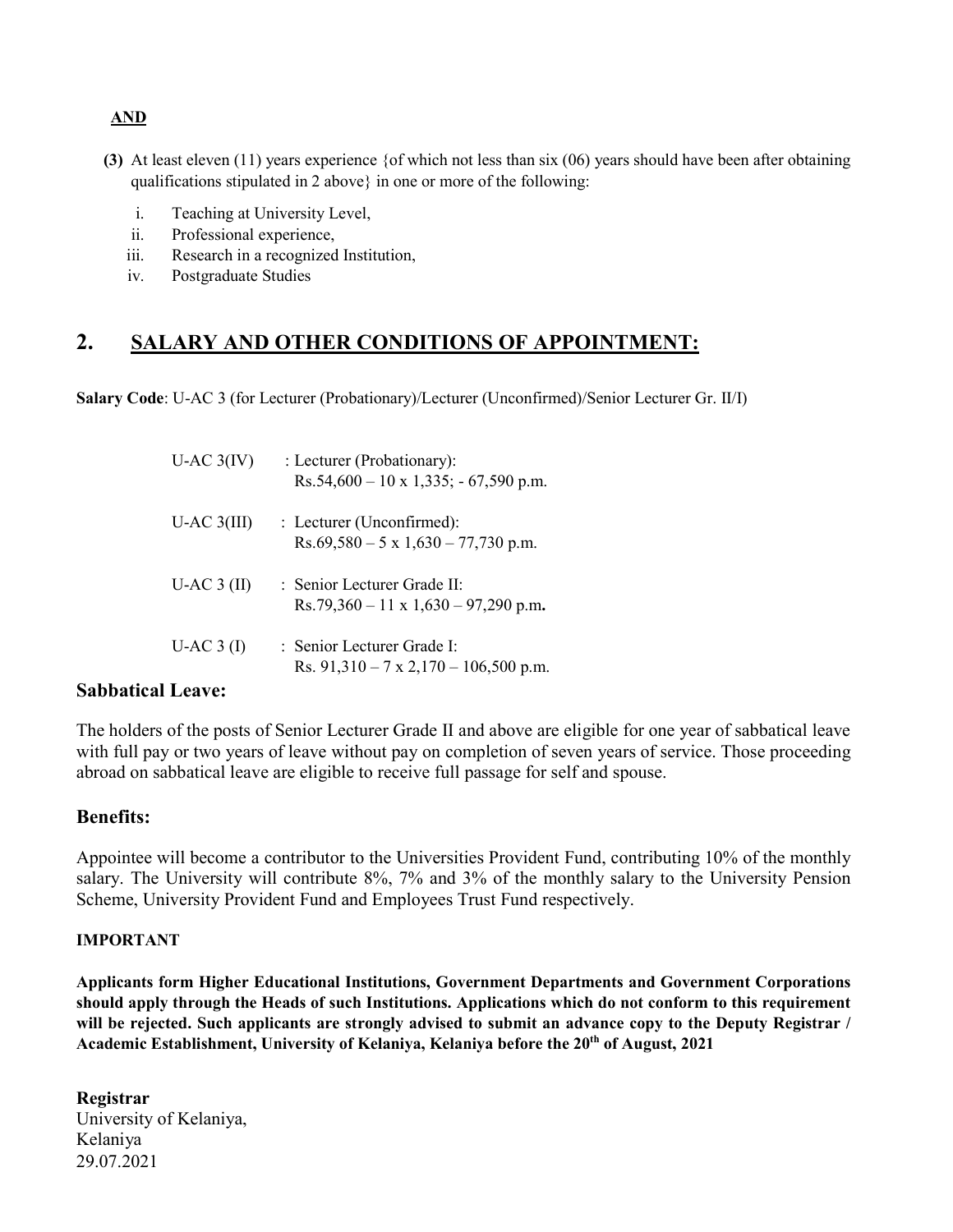**AND**

**(3)** At least eleven (11) years experience {of which not less than six (06) years should have been after obtaining qualifications stipulated in 2 above} in one or more of the following:

i. Teaching at University Level,
ii. Professional experience,
iii. Research in a recognized Institution,
iv. Postgraduate Studies

## 2. SALARY AND OTHER CONDITIONS OF APPOINTMENT:

**Salary Code**: U-AC 3 (for Lecturer (Probationary)/Lecturer (Unconfirmed)/Senior Lecturer Gr. II/I)

| | |
|---|---|
| U-AC 3(IV) | : Lecturer (Probationary): Rs.54,600 – 10 x 1,335; - 67,590 p.m. |
| U-AC 3(III) | : Lecturer (Unconfirmed): Rs.69,580 – 5 x 1,630 – 77,730 p.m. |
| U-AC 3 (II) | : Senior Lecturer Grade II: Rs.79,360 – 11 x 1,630 – 97,290 p.m. |
| U-AC 3 (I) | : Senior Lecturer Grade I: Rs. 91,310 – 7 x 2,170 – 106,500 p.m. |

### Sabbatical Leave:

The holders of the posts of Senior Lecturer Grade II and above are eligible for one year of sabbatical leave with full pay or two years of leave without pay on completion of seven years of service. Those proceeding abroad on sabbatical leave are eligible to receive full passage for self and spouse.

### Benefits:

Appointee will become a contributor to the Universities Provident Fund, contributing 10% of the monthly salary. The University will contribute 8%, 7% and 3% of the monthly salary to the University Pension Scheme, University Provident Fund and Employees Trust Fund respectively.

**IMPORTANT**

**Applicants form Higher Educational Institutions, Government Departments and Government Corporations should apply through the Heads of such Institutions. Applications which do not conform to this requirement will be rejected. Such applicants are strongly advised to submit an advance copy to the Deputy Registrar / Academic Establishment, University of Kelaniya, Kelaniya before the 20th of August, 2021**

**Registrar**
University of Kelaniya,
Kelaniya
29.07.2021